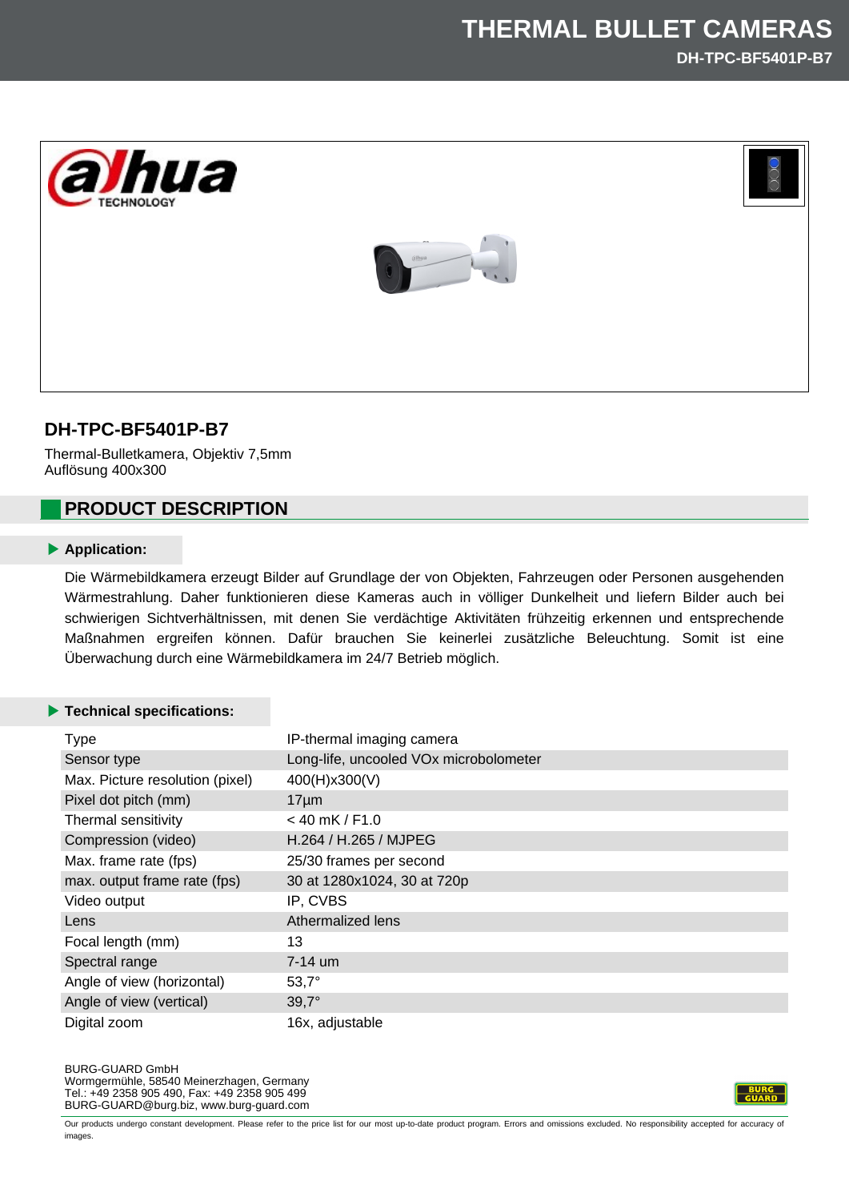# THERMAL BULLET CAMERAS

## DH-TPC-BF5401P-B7

Thermal-Bulletkamera, Objektiv 7,5mm
Auflösung 400x300

## PRODUCT DESCRIPTION

### Application:

Die Wärmebildkamera erzeugt Bilder auf Grundlage der von Objekten, Fahrzeugen oder Personen ausgehenden Wärmestrahlung. Daher funktionieren diese Kameras auch in völliger Dunkelheit und liefern Bilder auch bei schwierigen Sichtverhältnissen, mit denen Sie verdächtige Aktivitäten frühzeitig erkennen und entsprechende Maßnahmen ergreifen können. Dafür brauchen Sie keinerlei zusätzliche Beleuchtung. Somit ist eine Überwachung durch eine Wärmebildkamera im 24/7 Betrieb möglich.

### Technical specifications:

| | |
|---|---|
| Type | IP-thermal imaging camera |
| Sensor type | Long-life, uncooled VOx microbolometer |
| Max. Picture resolution (pixel) | 400(H)x300(V) |
| Pixel dot pitch (mm) | 17µm |
| Thermal sensitivity | < 40 mK / F1.0 |
| Compression (video) | H.264 / H.265 / MJPEG |
| Max. frame rate (fps) | 25/30 frames per second |
| max. output frame rate (fps) | 30 at 1280x1024, 30 at 720p |
| Video output | IP, CVBS |
| Lens | Athermalized lens |
| Focal length (mm) | 13 |
| Spectral range | 7-14 um |
| Angle of view (horizontal) | 53,7° |
| Angle of view (vertical) | 39,7° |
| Digital zoom | 16x, adjustable |

BURG-GUARD GmbH
Wormgermühle, 58540 Meinerzhagen, Germany
Tel.: +49 2358 905 490, Fax: +49 2358 905 499
BURG-GUARD@burg.biz, www.burg-guard.com

Our products undergo constant development. Please refer to the price list for our most up-to-date product program. Errors and omissions excluded. No responsibility accepted for accuracy of images.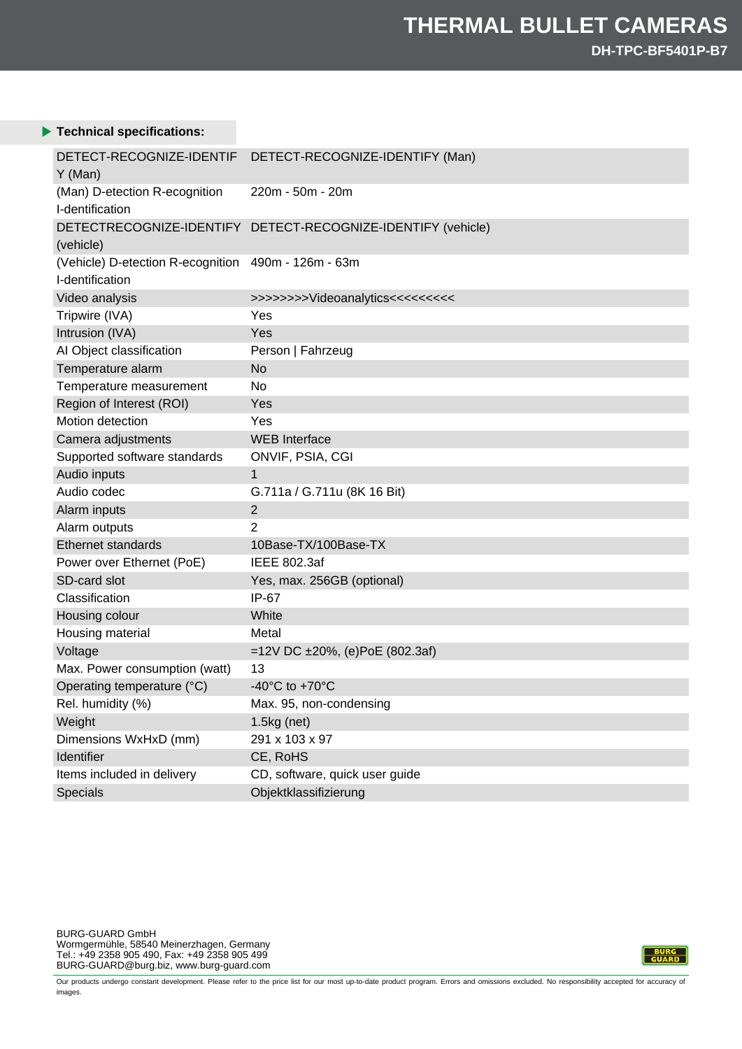**Technical specifications:**

| | |
|---|---|
| DETECT-RECOGNIZE-IDENTIFY (Man) | DETECT-RECOGNIZE-IDENTIFY (Man) |
| (Man) D-etection R-ecognition I-dentification | 220m - 50m - 20m |
| DETECTRECOGNIZE-IDENTIFY (vehicle) | DETECT-RECOGNIZE-IDENTIFY (vehicle) |
| (Vehicle) D-etection R-ecognition I-dentification | 490m - 126m - 63m |
| Video analysis | >>>>>>>>Videoanalytics<<<<<<<<< |
| Tripwire (IVA) | Yes |
| Intrusion (IVA) | Yes |
| AI Object classification | Person \| Fahrzeug |
| Temperature alarm | No |
| Temperature measurement | No |
| Region of Interest (ROI) | Yes |
| Motion detection | Yes |
| Camera adjustments | WEB Interface |
| Supported software standards | ONVIF, PSIA, CGI |
| Audio inputs | 1 |
| Audio codec | G.711a / G.711u (8K 16 Bit) |
| Alarm inputs | 2 |
| Alarm outputs | 2 |
| Ethernet standards | 10Base-TX/100Base-TX |
| Power over Ethernet (PoE) | IEEE 802.3af |
| SD-card slot | Yes, max. 256GB (optional) |
| Classification | IP-67 |
| Housing colour | White |
| Housing material | Metal |
| Voltage | =12V DC ±20%, (e)PoE (802.3af) |
| Max. Power consumption (watt) | 13 |
| Operating temperature (°C) | -40°C to +70°C |
| Rel. humidity (%) | Max. 95, non-condensing |
| Weight | 1.5kg (net) |
| Dimensions WxHxD (mm) | 291 x 103 x 97 |
| Identifier | CE, RoHS |
| Items included in delivery | CD, software, quick user guide |
| Specials | Objektklassifizierung |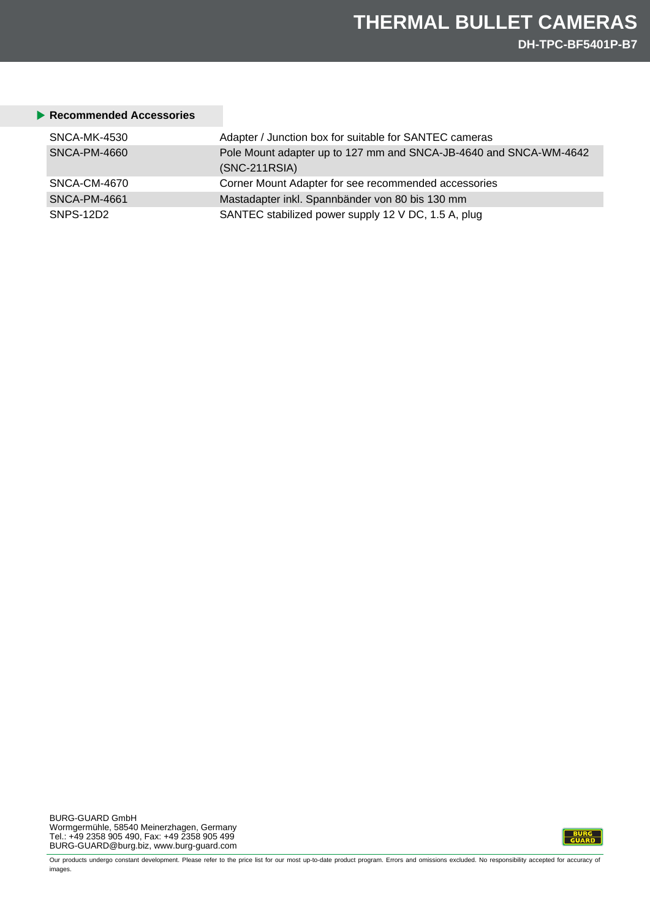## Recommended Accessories

| | |
|---|---|
| SNCA-MK-4530 | Adapter / Junction box for suitable for SANTEC cameras |
| SNCA-PM-4660 | Pole Mount adapter up to 127 mm and SNCA-JB-4640 and SNCA-WM-4642 (SNC-211RSIA) |
| SNCA-CM-4670 | Corner Mount Adapter for see recommended accessories |
| SNCA-PM-4661 | Mastadapter inkl. Spannbänder von 80 bis 130 mm |
| SNPS-12D2 | SANTEC stabilized power supply 12 V DC, 1.5 A, plug |

BURG-GUARD GmbH
Wormgermühle, 58540 Meinerzhagen, Germany
Tel.: +49 2358 905 490, Fax: +49 2358 905 499
BURG-GUARD@burg.biz, www.burg-guard.com

Our products undergo constant development. Please refer to the price list for our most up-to-date product program. Errors and omissions excluded. No responsibility accepted for accuracy of images.